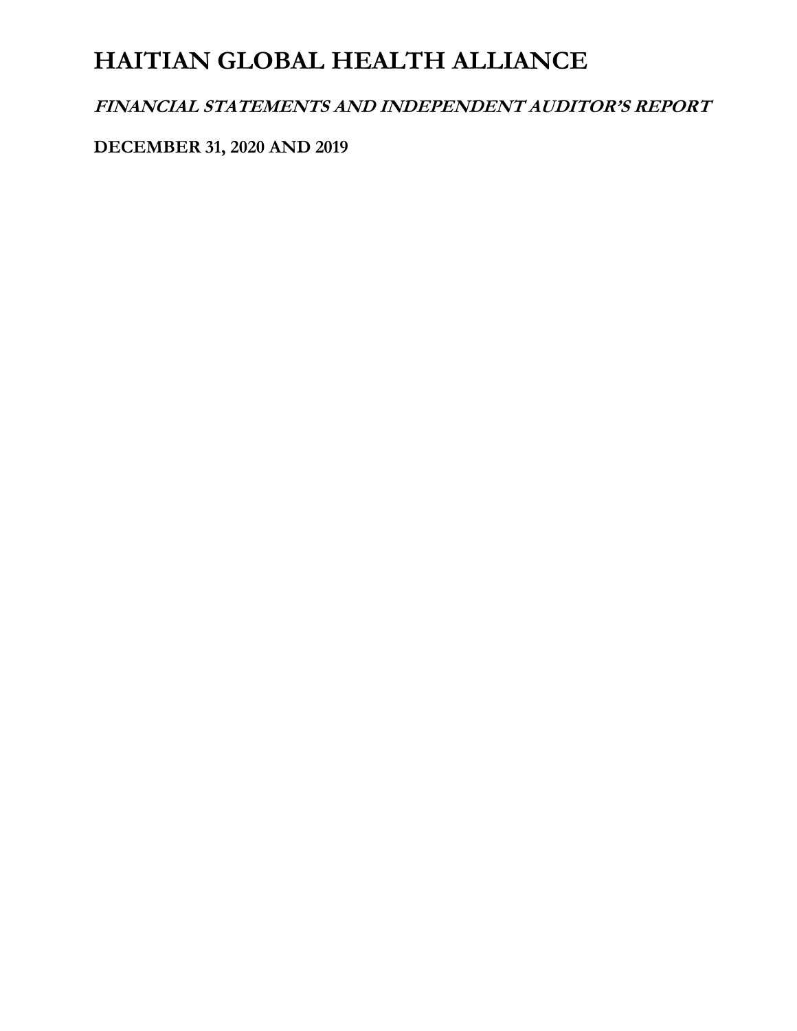# HAITIAN GLOBAL HEALTH ALLIANCE

***FINANCIAL STATEMENTS AND INDEPENDENT AUDITOR'S REPORT***

**DECEMBER 31, 2020 AND 2019**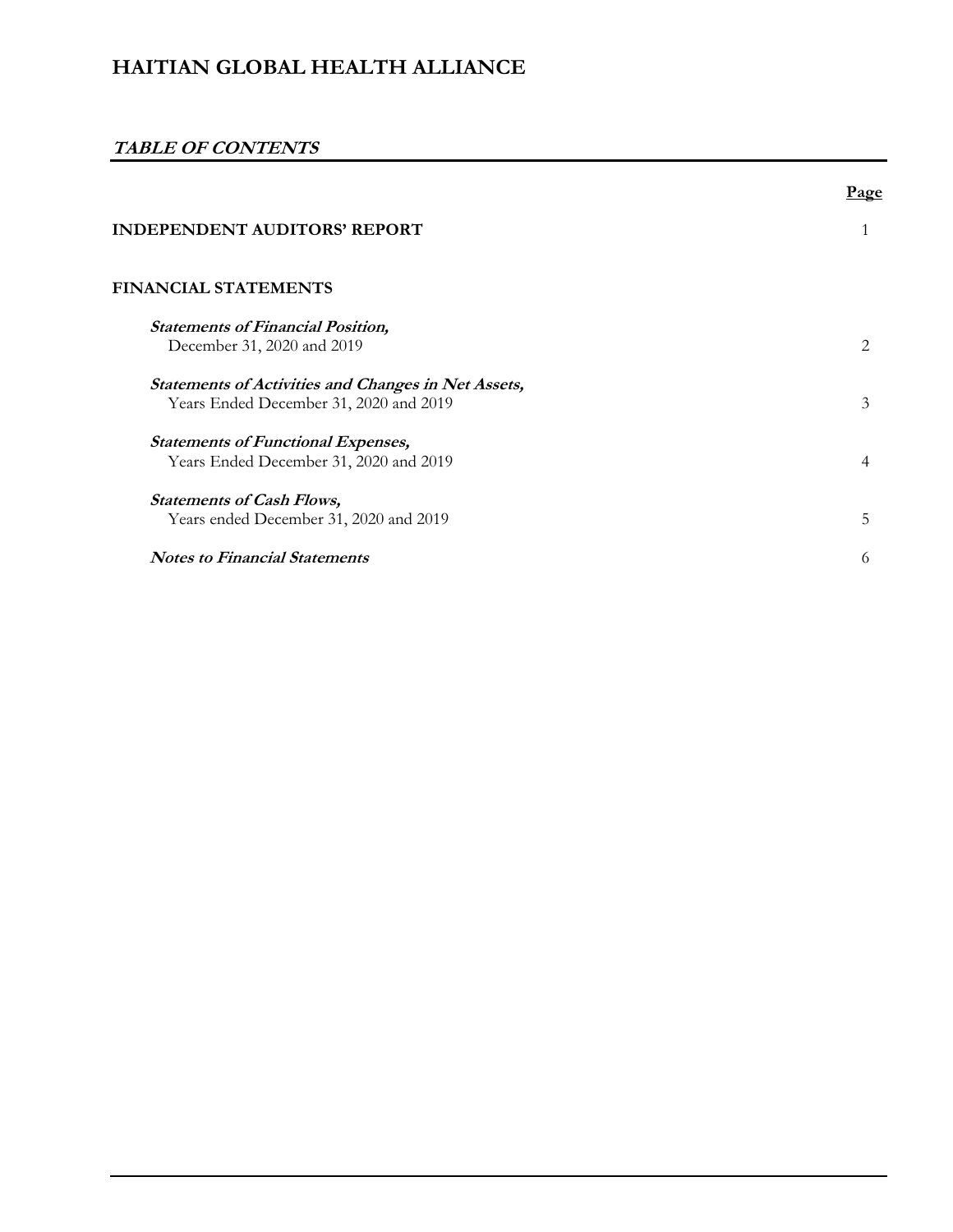# HAITIAN GLOBAL HEALTH ALLIANCE

## *TABLE OF CONTENTS*

| | Page |
|---|---|
| **INDEPENDENT AUDITORS' REPORT** | 1 |
| **FINANCIAL STATEMENTS** | |
| ***Statements of Financial Position,*** December 31, 2020 and 2019 | 2 |
| ***Statements of Activities and Changes in Net Assets,*** Years Ended December 31, 2020 and 2019 | 3 |
| ***Statements of Functional Expenses,*** Years Ended December 31, 2020 and 2019 | 4 |
| ***Statements of Cash Flows,*** Years ended December 31, 2020 and 2019 | 5 |
| ***Notes to Financial Statements*** | 6 |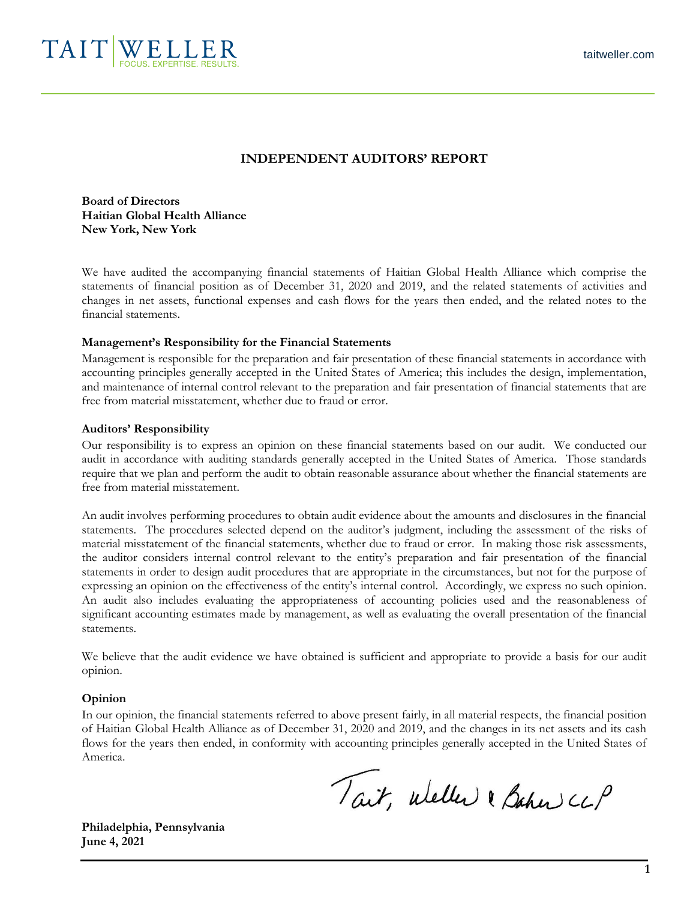# INDEPENDENT AUDITORS' REPORT

**Board of Directors**
**Haitian Global Health Alliance**
**New York, New York**

We have audited the accompanying financial statements of Haitian Global Health Alliance which comprise the statements of financial position as of December 31, 2020 and 2019, and the related statements of activities and changes in net assets, functional expenses and cash flows for the years then ended, and the related notes to the financial statements.

**Management's Responsibility for the Financial Statements**

Management is responsible for the preparation and fair presentation of these financial statements in accordance with accounting principles generally accepted in the United States of America; this includes the design, implementation, and maintenance of internal control relevant to the preparation and fair presentation of financial statements that are free from material misstatement, whether due to fraud or error.

**Auditors' Responsibility**

Our responsibility is to express an opinion on these financial statements based on our audit. We conducted our audit in accordance with auditing standards generally accepted in the United States of America. Those standards require that we plan and perform the audit to obtain reasonable assurance about whether the financial statements are free from material misstatement.

An audit involves performing procedures to obtain audit evidence about the amounts and disclosures in the financial statements. The procedures selected depend on the auditor's judgment, including the assessment of the risks of material misstatement of the financial statements, whether due to fraud or error. In making those risk assessments, the auditor considers internal control relevant to the entity's preparation and fair presentation of the financial statements in order to design audit procedures that are appropriate in the circumstances, but not for the purpose of expressing an opinion on the effectiveness of the entity's internal control. Accordingly, we express no such opinion. An audit also includes evaluating the appropriateness of accounting policies used and the reasonableness of significant accounting estimates made by management, as well as evaluating the overall presentation of the financial statements.

We believe that the audit evidence we have obtained is sufficient and appropriate to provide a basis for our audit opinion.

**Opinion**

In our opinion, the financial statements referred to above present fairly, in all material respects, the financial position of Haitian Global Health Alliance as of December 31, 2020 and 2019, and the changes in its net assets and its cash flows for the years then ended, in conformity with accounting principles generally accepted in the United States of America.

Tait, Weller & Baker LLP

**Philadelphia, Pennsylvania**
**June 4, 2021**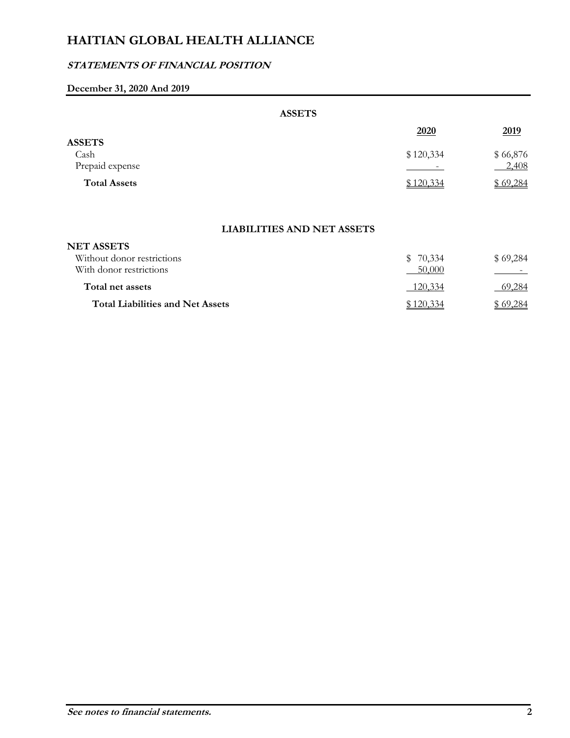# HAITIAN GLOBAL HEALTH ALLIANCE

## *STATEMENTS OF FINANCIAL POSITION*

**December 31, 2020 And 2019**

**ASSETS**

| | 2020 | 2019 |
|---|---|---|
| **ASSETS** | | |
| Cash | $ 120,334 | $ 66,876 |
| Prepaid expense | - | 2,408 |
| **Total Assets** | $ 120,334 | $ 69,284 |

**LIABILITIES AND NET ASSETS**

| | 2020 | 2019 |
|---|---|---|
| **NET ASSETS** | | |
| Without donor restrictions | $ 70,334 | $ 69,284 |
| With donor restrictions | 50,000 | - |
| **Total net assets** | 120,334 | 69,284 |
| **Total Liabilities and Net Assets** | $ 120,334 | $ 69,284 |

***See notes to financial statements.***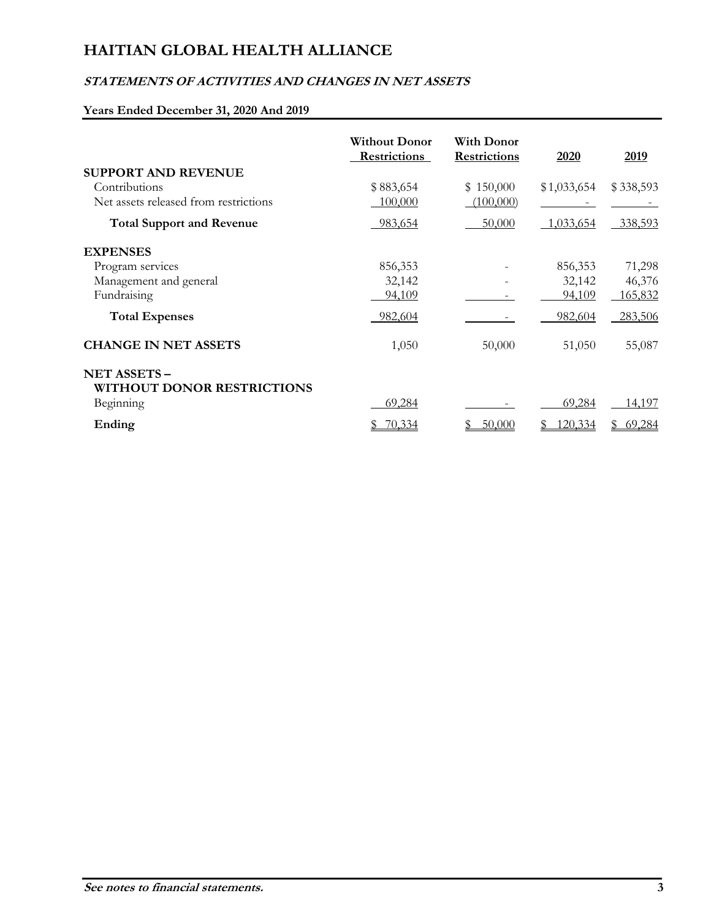# HAITIAN GLOBAL HEALTH ALLIANCE

## *STATEMENTS OF ACTIVITIES AND CHANGES IN NET ASSETS*

**Years Ended December 31, 2020 And 2019**

| | Without Donor Restrictions | With Donor Restrictions | 2020 | 2019 |
|---|---|---|---|---|
| **SUPPORT AND REVENUE** | | | | |
| Contributions | $ 883,654 | $ 150,000 | $ 1,033,654 | $ 338,593 |
| Net assets released from restrictions | 100,000 | (100,000) | - | - |
| **Total Support and Revenue** | 983,654 | 50,000 | 1,033,654 | 338,593 |
| **EXPENSES** | | | | |
| Program services | 856,353 | - | 856,353 | 71,298 |
| Management and general | 32,142 | - | 32,142 | 46,376 |
| Fundraising | 94,109 | - | 94,109 | 165,832 |
| **Total Expenses** | 982,604 | - | 982,604 | 283,506 |
| **CHANGE IN NET ASSETS** | 1,050 | 50,000 | 51,050 | 55,087 |
| **NET ASSETS – WITHOUT DONOR RESTRICTIONS** | | | | |
| Beginning | 69,284 | - | 69,284 | 14,197 |
| **Ending** | $ 70,334 | $ 50,000 | $ 120,334 | $ 69,284 |

***See notes to financial statements.***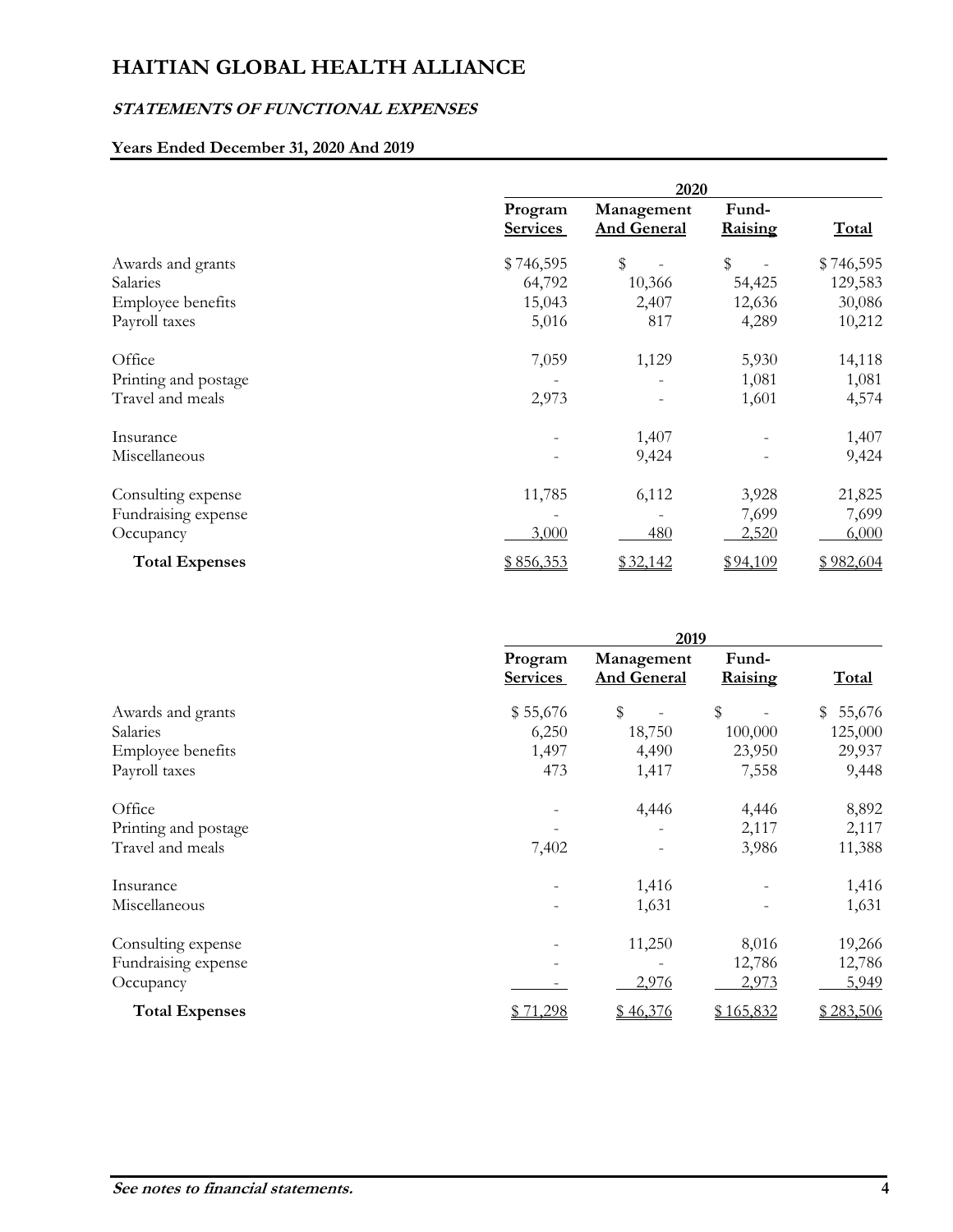# HAITIAN GLOBAL HEALTH ALLIANCE

## *STATEMENTS OF FUNCTIONAL EXPENSES*

### Years Ended December 31, 2020 And 2019

| | 2020 | | | |
|---|---|---|---|---|
| | Program Services | Management And General | Fund-Raising | Total |
| Awards and grants | $ 746,595 | $ - | $ - | $ 746,595 |
| Salaries | 64,792 | 10,366 | 54,425 | 129,583 |
| Employee benefits | 15,043 | 2,407 | 12,636 | 30,086 |
| Payroll taxes | 5,016 | 817 | 4,289 | 10,212 |
| Office | 7,059 | 1,129 | 5,930 | 14,118 |
| Printing and postage | - | - | 1,081 | 1,081 |
| Travel and meals | 2,973 | - | 1,601 | 4,574 |
| Insurance | - | 1,407 | - | 1,407 |
| Miscellaneous | - | 9,424 | - | 9,424 |
| Consulting expense | 11,785 | 6,112 | 3,928 | 21,825 |
| Fundraising expense | - | - | 7,699 | 7,699 |
| Occupancy | 3,000 | 480 | 2,520 | 6,000 |
| **Total Expenses** | $ 856,353 | $ 32,142 | $ 94,109 | $ 982,604 |

| | 2019 | | | |
|---|---|---|---|---|
| | Program Services | Management And General | Fund-Raising | Total |
| Awards and grants | $ 55,676 | $ - | $ - | $ 55,676 |
| Salaries | 6,250 | 18,750 | 100,000 | 125,000 |
| Employee benefits | 1,497 | 4,490 | 23,950 | 29,937 |
| Payroll taxes | 473 | 1,417 | 7,558 | 9,448 |
| Office | - | 4,446 | 4,446 | 8,892 |
| Printing and postage | - | - | 2,117 | 2,117 |
| Travel and meals | 7,402 | - | 3,986 | 11,388 |
| Insurance | - | 1,416 | - | 1,416 |
| Miscellaneous | - | 1,631 | - | 1,631 |
| Consulting expense | - | 11,250 | 8,016 | 19,266 |
| Fundraising expense | - | - | 12,786 | 12,786 |
| Occupancy | - | 2,976 | 2,973 | 5,949 |
| **Total Expenses** | $ 71,298 | $ 46,376 | $ 165,832 | $ 283,506 |

***See notes to financial statements.***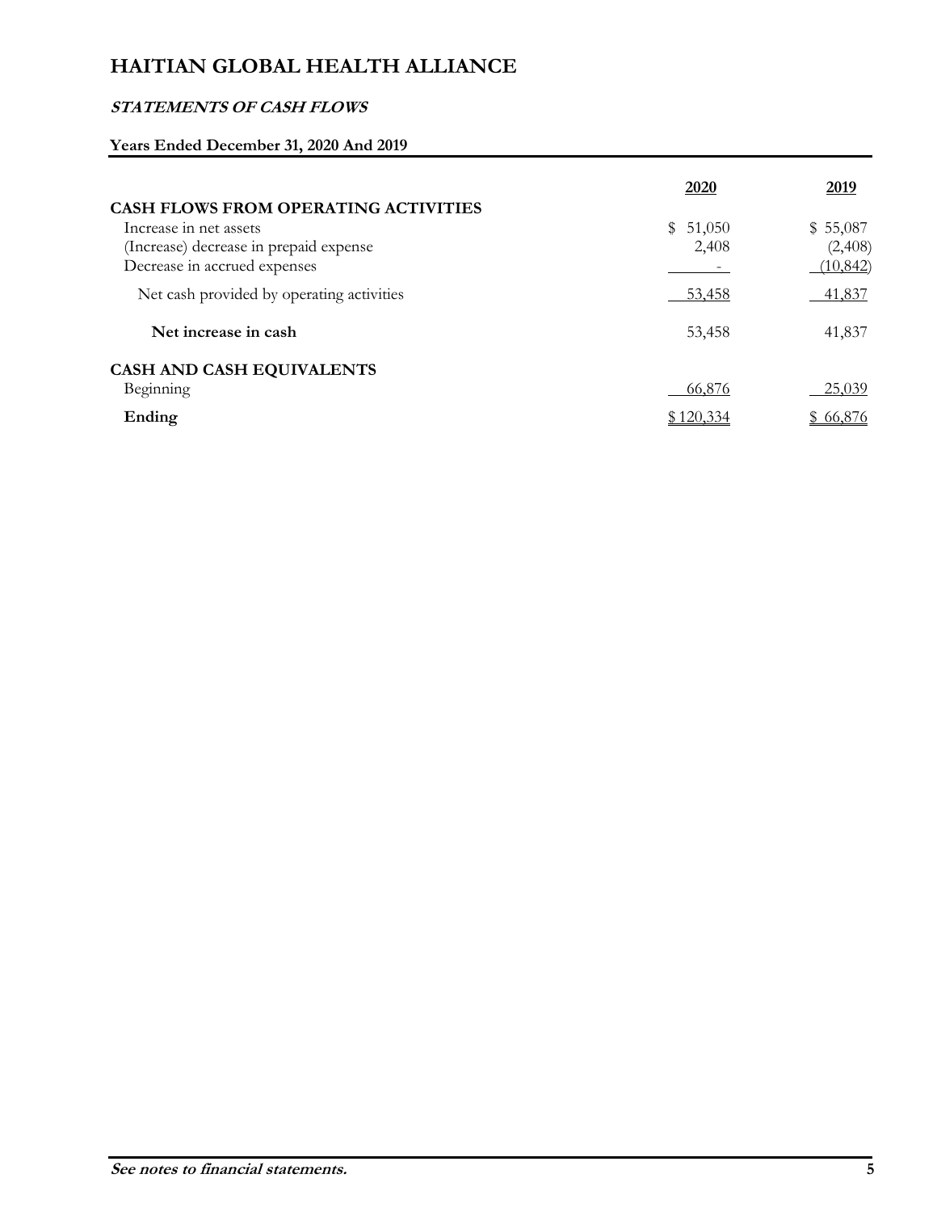# HAITIAN GLOBAL HEALTH ALLIANCE

## *STATEMENTS OF CASH FLOWS*

### Years Ended December 31, 2020 And 2019

| | 2020 | 2019 |
|---|---|---|
| **CASH FLOWS FROM OPERATING ACTIVITIES** | | |
| Increase in net assets | $ 51,050 | $ 55,087 |
| (Increase) decrease in prepaid expense | 2,408 | (2,408) |
| Decrease in accrued expenses | - | (10,842) |
| Net cash provided by operating activities | 53,458 | 41,837 |
| **Net increase in cash** | 53,458 | 41,837 |
| **CASH AND CASH EQUIVALENTS** | | |
| Beginning | 66,876 | 25,039 |
| **Ending** | $ 120,334 | $ 66,876 |

***See notes to financial statements.***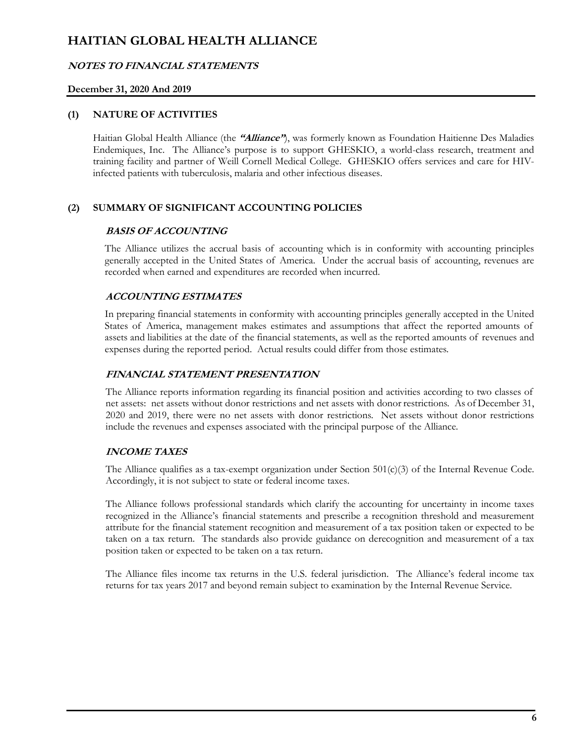# HAITIAN GLOBAL HEALTH ALLIANCE

## *NOTES TO FINANCIAL STATEMENTS*

**December 31, 2020 And 2019**

### (1) NATURE OF ACTIVITIES

Haitian Global Health Alliance (the ***"Alliance"***), was formerly known as Foundation Haitienne Des Maladies Endemiques, Inc. The Alliance's purpose is to support GHESKIO, a world-class research, treatment and training facility and partner of Weill Cornell Medical College. GHESKIO offers services and care for HIV-infected patients with tuberculosis, malaria and other infectious diseases.

### (2) SUMMARY OF SIGNIFICANT ACCOUNTING POLICIES

#### *BASIS OF ACCOUNTING*

The Alliance utilizes the accrual basis of accounting which is in conformity with accounting principles generally accepted in the United States of America. Under the accrual basis of accounting, revenues are recorded when earned and expenditures are recorded when incurred.

#### *ACCOUNTING ESTIMATES*

In preparing financial statements in conformity with accounting principles generally accepted in the United States of America, management makes estimates and assumptions that affect the reported amounts of assets and liabilities at the date of the financial statements, as well as the reported amounts of revenues and expenses during the reported period. Actual results could differ from those estimates.

#### *FINANCIAL STATEMENT PRESENTATION*

The Alliance reports information regarding its financial position and activities according to two classes of net assets: net assets without donor restrictions and net assets with donor restrictions. As of December 31, 2020 and 2019, there were no net assets with donor restrictions. Net assets without donor restrictions include the revenues and expenses associated with the principal purpose of the Alliance.

#### *INCOME TAXES*

The Alliance qualifies as a tax-exempt organization under Section 501(c)(3) of the Internal Revenue Code. Accordingly, it is not subject to state or federal income taxes.

The Alliance follows professional standards which clarify the accounting for uncertainty in income taxes recognized in the Alliance's financial statements and prescribe a recognition threshold and measurement attribute for the financial statement recognition and measurement of a tax position taken or expected to be taken on a tax return. The standards also provide guidance on derecognition and measurement of a tax position taken or expected to be taken on a tax return.

The Alliance files income tax returns in the U.S. federal jurisdiction. The Alliance's federal income tax returns for tax years 2017 and beyond remain subject to examination by the Internal Revenue Service.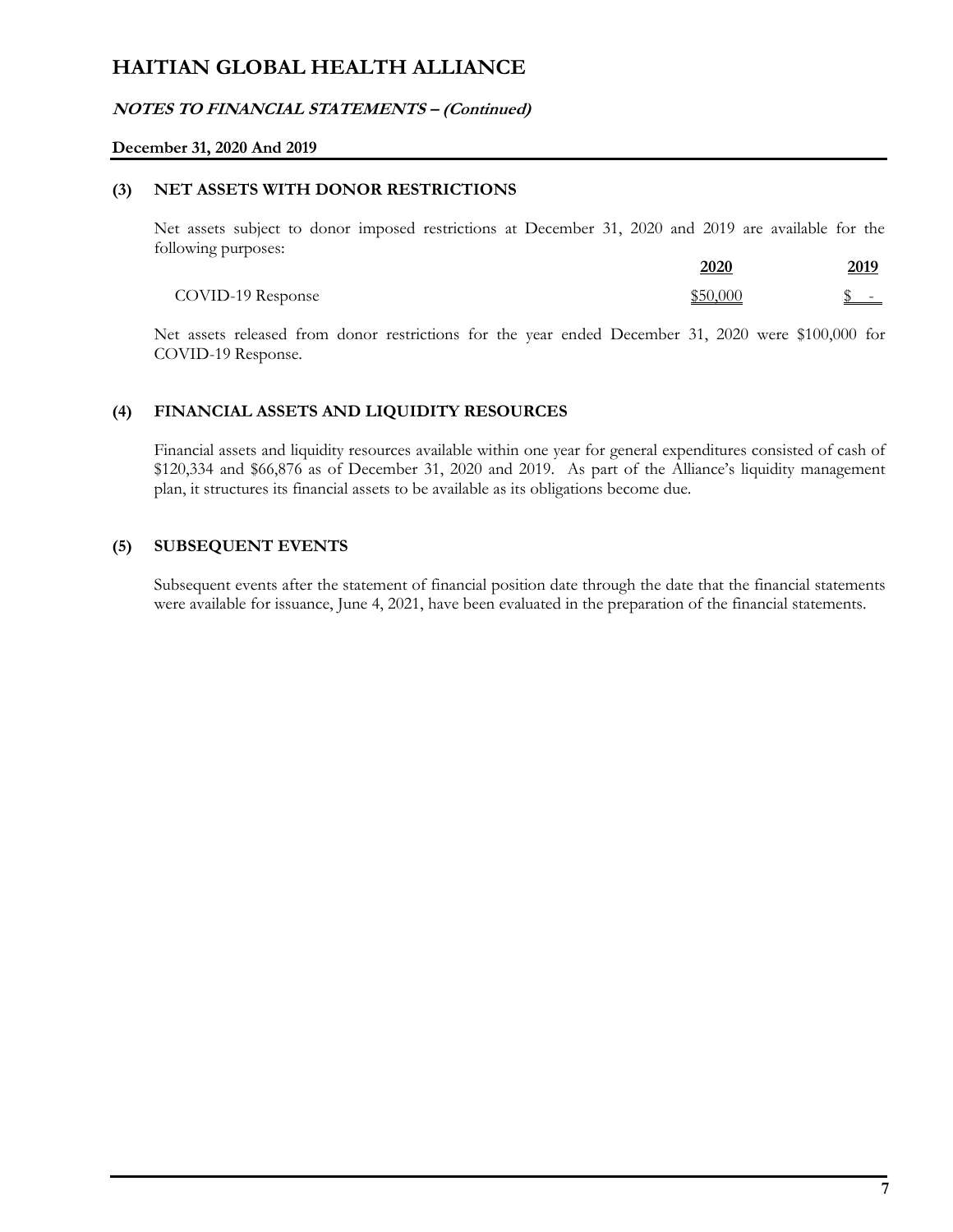# HAITIAN GLOBAL HEALTH ALLIANCE

***NOTES TO FINANCIAL STATEMENTS – (Continued)***

**December 31, 2020 And 2019**

## (3) NET ASSETS WITH DONOR RESTRICTIONS

Net assets subject to donor imposed restrictions at December 31, 2020 and 2019 are available for the following purposes:

| | 2020 | 2019 |
|---|---|---|
| COVID-19 Response | $50,000 | $ - |

Net assets released from donor restrictions for the year ended December 31, 2020 were $100,000 for COVID-19 Response.

## (4) FINANCIAL ASSETS AND LIQUIDITY RESOURCES

Financial assets and liquidity resources available within one year for general expenditures consisted of cash of $120,334 and $66,876 as of December 31, 2020 and 2019. As part of the Alliance's liquidity management plan, it structures its financial assets to be available as its obligations become due.

## (5) SUBSEQUENT EVENTS

Subsequent events after the statement of financial position date through the date that the financial statements were available for issuance, June 4, 2021, have been evaluated in the preparation of the financial statements.